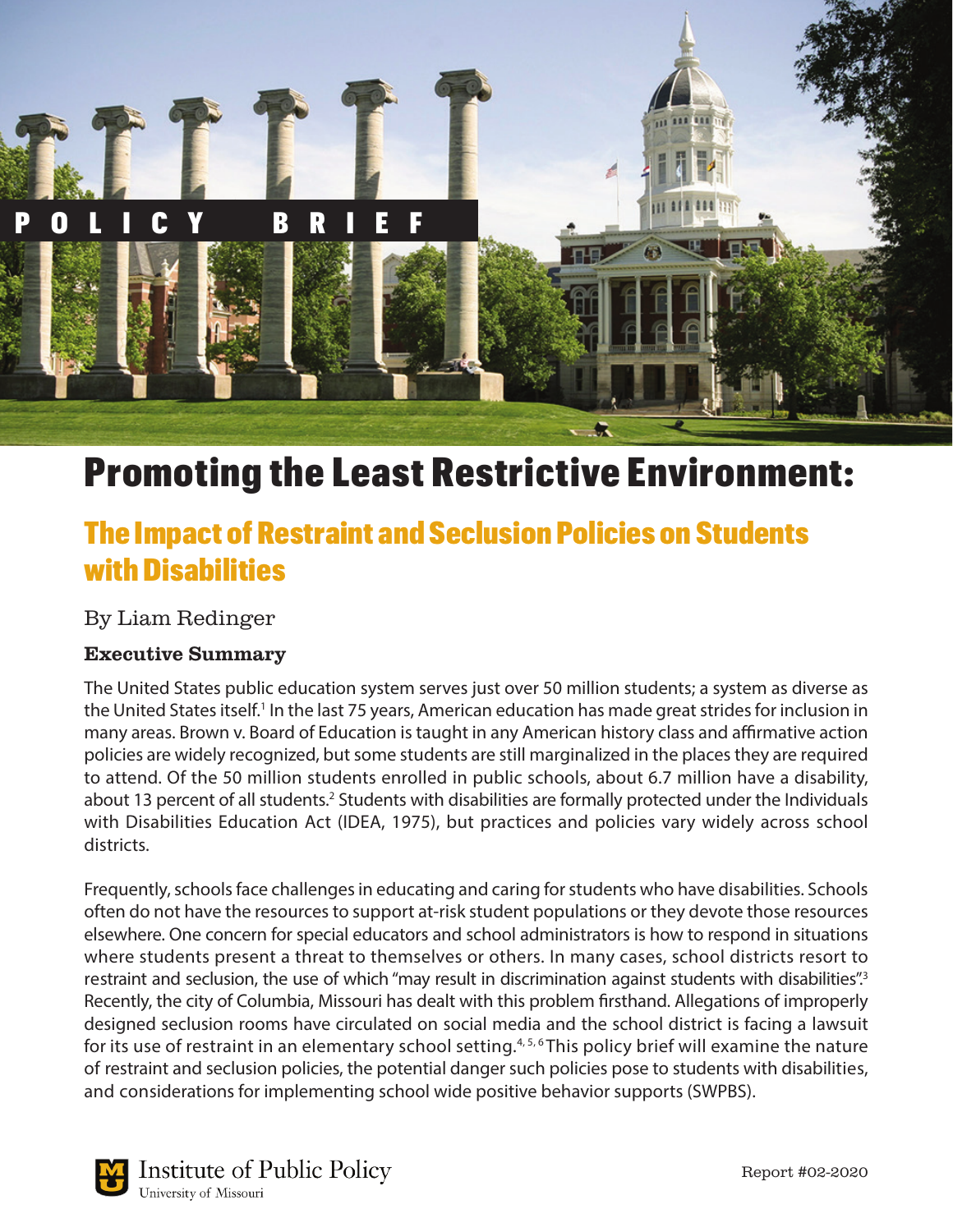POLICY BRIEF

# Promoting the Least Restrictive Environment:

## The Impact of Restraint and Seclusion Policies on Students with Disabilities

By Liam Redinger

### Executive Summary

The United States public education system serves just over 50 million students; a system as diverse as the United States itself.[1] In the last 75 years, American education has made great strides for inclusion in many areas. Brown v. Board of Education is taught in any American history class and affirmative action policies are widely recognized, but some students are still marginalized in the places they are required to attend. Of the 50 million students enrolled in public schools, about 6.7 million have a disability, about 13 percent of all students.[2] Students with disabilities are formally protected under the Individuals with Disabilities Education Act (IDEA, 1975), but practices and policies vary widely across school districts.

Frequently, schools face challenges in educating and caring for students who have disabilities. Schools often do not have the resources to support at-risk student populations or they devote those resources elsewhere. One concern for special educators and school administrators is how to respond in situations where students present a threat to themselves or others. In many cases, school districts resort to restraint and seclusion, the use of which "may result in discrimination against students with disabilities".[3] Recently, the city of Columbia, Missouri has dealt with this problem firsthand. Allegations of improperly designed seclusion rooms have circulated on social media and the school district is facing a lawsuit for its use of restraint in an elementary school setting.[4, 5, 6] This policy brief will examine the nature of restraint and seclusion policies, the potential danger such policies pose to students with disabilities, and considerations for implementing school wide positive behavior supports (SWPBS).

Institute of Public Policy
University of Missouri

Report #02-2020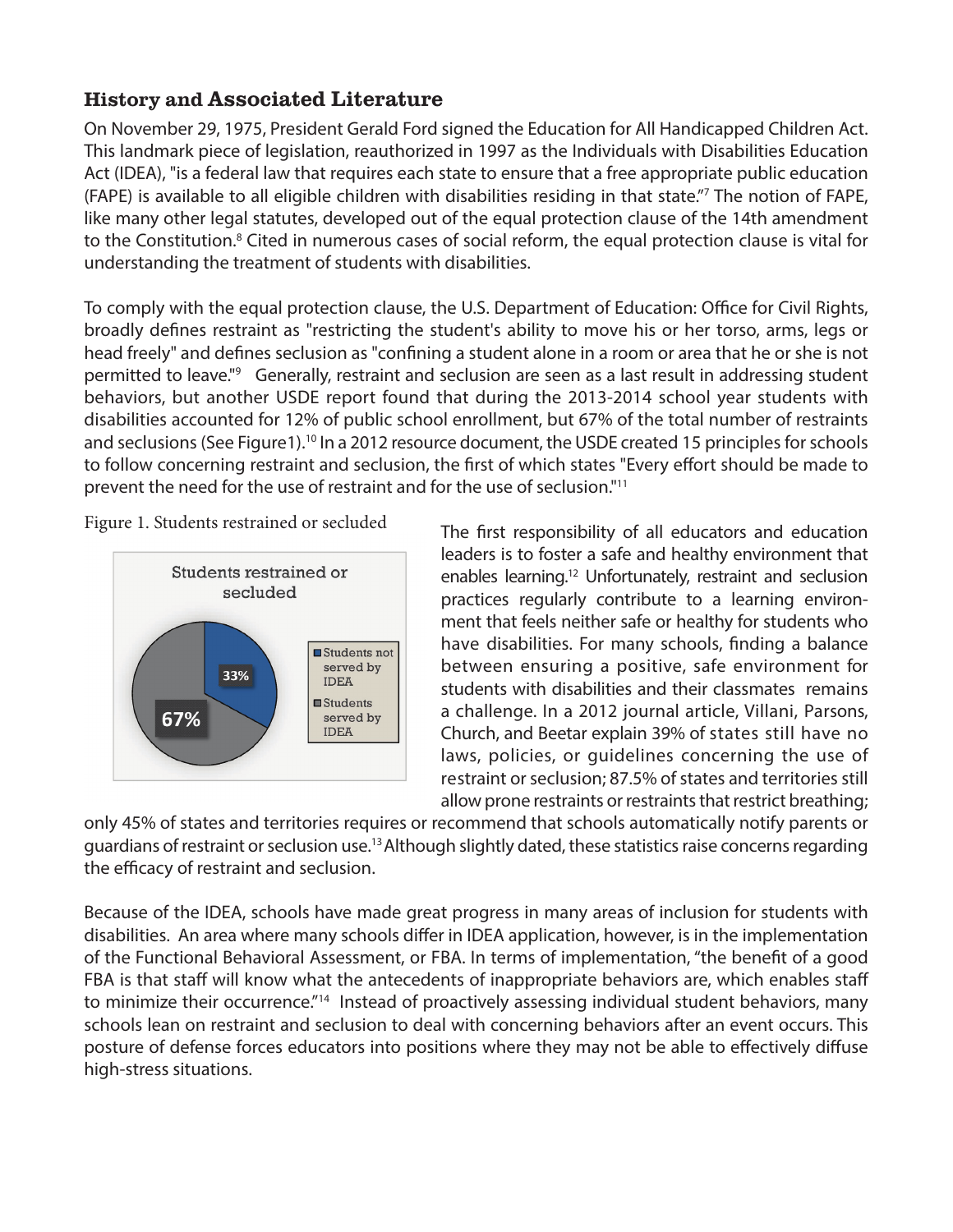### History and Associated Literature

On November 29, 1975, President Gerald Ford signed the Education for All Handicapped Children Act. This landmark piece of legislation, reauthorized in 1997 as the Individuals with Disabilities Education Act (IDEA), "is a federal law that requires each state to ensure that a free appropriate public education (FAPE) is available to all eligible children with disabilities residing in that state."[7] The notion of FAPE, like many other legal statutes, developed out of the equal protection clause of the 14th amendment to the Constitution.[8] Cited in numerous cases of social reform, the equal protection clause is vital for understanding the treatment of students with disabilities.

To comply with the equal protection clause, the U.S. Department of Education: Office for Civil Rights, broadly defines restraint as "restricting the student's ability to move his or her torso, arms, legs or head freely" and defines seclusion as "confining a student alone in a room or area that he or she is not permitted to leave."[9] Generally, restraint and seclusion are seen as a last result in addressing student behaviors, but another USDE report found that during the 2013-2014 school year students with disabilities accounted for 12% of public school enrollment, but 67% of the total number of restraints and seclusions (See Figure1).[10] In a 2012 resource document, the USDE created 15 principles for schools to follow concerning restraint and seclusion, the first of which states "Every effort should be made to prevent the need for the use of restraint and for the use of seclusion."[11]

Figure 1. Students restrained or secluded

Students restrained or secluded

| Category | Percentage |
|---|---|
| Students not served by IDEA | 33% |
| Students served by IDEA | 67% |

The first responsibility of all educators and education leaders is to foster a safe and healthy environment that enables learning.[12] Unfortunately, restraint and seclusion practices regularly contribute to a learning environment that feels neither safe or healthy for students who have disabilities. For many schools, finding a balance between ensuring a positive, safe environment for students with disabilities and their classmates remains a challenge. In a 2012 journal article, Villani, Parsons, Church, and Beetar explain 39% of states still have no laws, policies, or guidelines concerning the use of restraint or seclusion; 87.5% of states and territories still allow prone restraints or restraints that restrict breathing; only 45% of states and territories requires or recommend that schools automatically notify parents or guardians of restraint or seclusion use.[13] Although slightly dated, these statistics raise concerns regarding the efficacy of restraint and seclusion.

Because of the IDEA, schools have made great progress in many areas of inclusion for students with disabilities. An area where many schools differ in IDEA application, however, is in the implementation of the Functional Behavioral Assessment, or FBA. In terms of implementation, "the benefit of a good FBA is that staff will know what the antecedents of inappropriate behaviors are, which enables staff to minimize their occurrence."[14] Instead of proactively assessing individual student behaviors, many schools lean on restraint and seclusion to deal with concerning behaviors after an event occurs. This posture of defense forces educators into positions where they may not be able to effectively diffuse high-stress situations.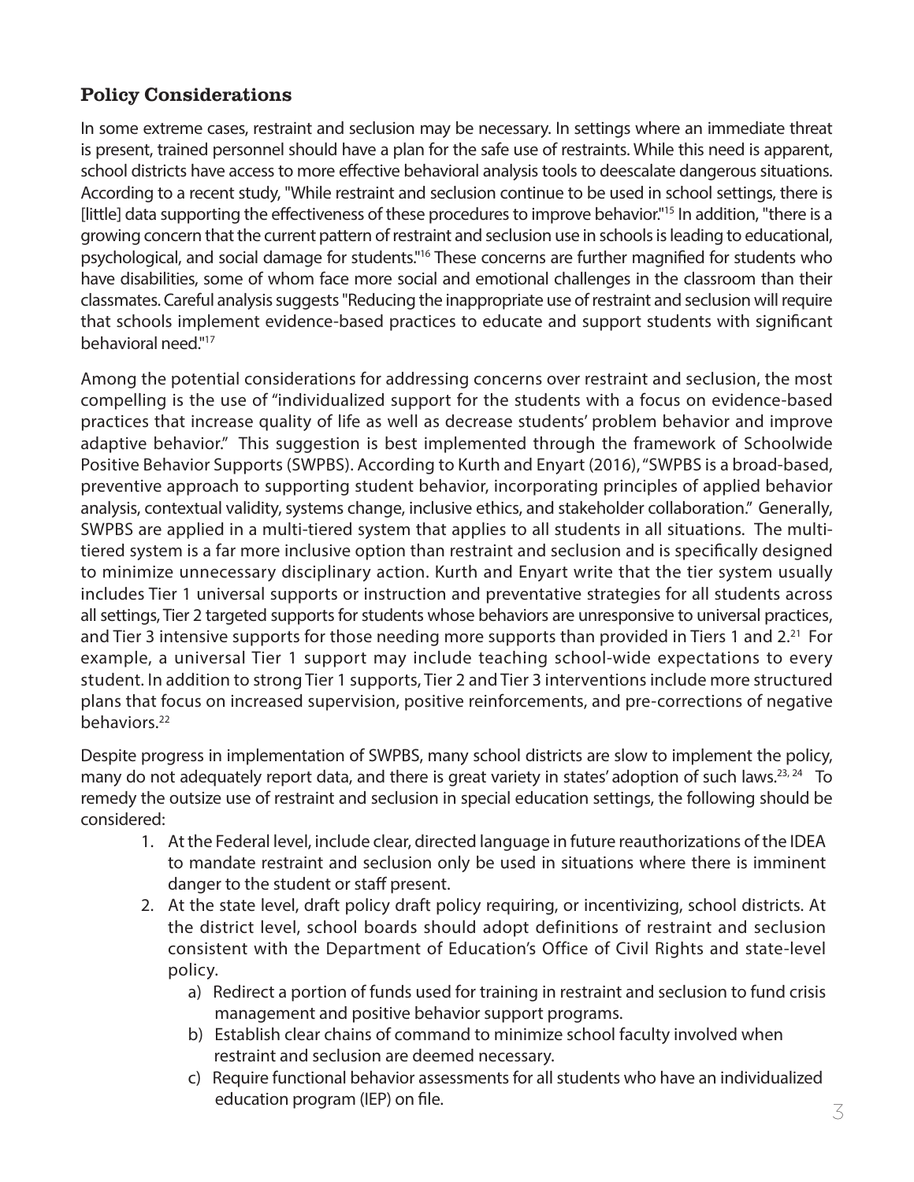## Policy Considerations

In some extreme cases, restraint and seclusion may be necessary. In settings where an immediate threat is present, trained personnel should have a plan for the safe use of restraints. While this need is apparent, school districts have access to more effective behavioral analysis tools to deescalate dangerous situations. According to a recent study, "While restraint and seclusion continue to be used in school settings, there is [little] data supporting the effectiveness of these procedures to improve behavior."[15] In addition, "there is a growing concern that the current pattern of restraint and seclusion use in schools is leading to educational, psychological, and social damage for students."[16] These concerns are further magnified for students who have disabilities, some of whom face more social and emotional challenges in the classroom than their classmates. Careful analysis suggests "Reducing the inappropriate use of restraint and seclusion will require that schools implement evidence-based practices to educate and support students with significant behavioral need."[17]

Among the potential considerations for addressing concerns over restraint and seclusion, the most compelling is the use of "individualized support for the students with a focus on evidence-based practices that increase quality of life as well as decrease students' problem behavior and improve adaptive behavior." This suggestion is best implemented through the framework of Schoolwide Positive Behavior Supports (SWPBS). According to Kurth and Enyart (2016), "SWPBS is a broad-based, preventive approach to supporting student behavior, incorporating principles of applied behavior analysis, contextual validity, systems change, inclusive ethics, and stakeholder collaboration." Generally, SWPBS are applied in a multi-tiered system that applies to all students in all situations. The multi-tiered system is a far more inclusive option than restraint and seclusion and is specifically designed to minimize unnecessary disciplinary action. Kurth and Enyart write that the tier system usually includes Tier 1 universal supports or instruction and preventative strategies for all students across all settings, Tier 2 targeted supports for students whose behaviors are unresponsive to universal practices, and Tier 3 intensive supports for those needing more supports than provided in Tiers 1 and 2.[21] For example, a universal Tier 1 support may include teaching school-wide expectations to every student. In addition to strong Tier 1 supports, Tier 2 and Tier 3 interventions include more structured plans that focus on increased supervision, positive reinforcements, and pre-corrections of negative behaviors.[22]

Despite progress in implementation of SWPBS, many school districts are slow to implement the policy, many do not adequately report data, and there is great variety in states' adoption of such laws.[23, 24] To remedy the outsize use of restraint and seclusion in special education settings, the following should be considered:

1. At the Federal level, include clear, directed language in future reauthorizations of the IDEA to mandate restraint and seclusion only be used in situations where there is imminent danger to the student or staff present.
2. At the state level, draft policy draft policy requiring, or incentivizing, school districts. At the district level, school boards should adopt definitions of restraint and seclusion consistent with the Department of Education's Office of Civil Rights and state-level policy.
   a) Redirect a portion of funds used for training in restraint and seclusion to fund crisis management and positive behavior support programs.
   b) Establish clear chains of command to minimize school faculty involved when restraint and seclusion are deemed necessary.
   c) Require functional behavior assessments for all students who have an individualized education program (IEP) on file.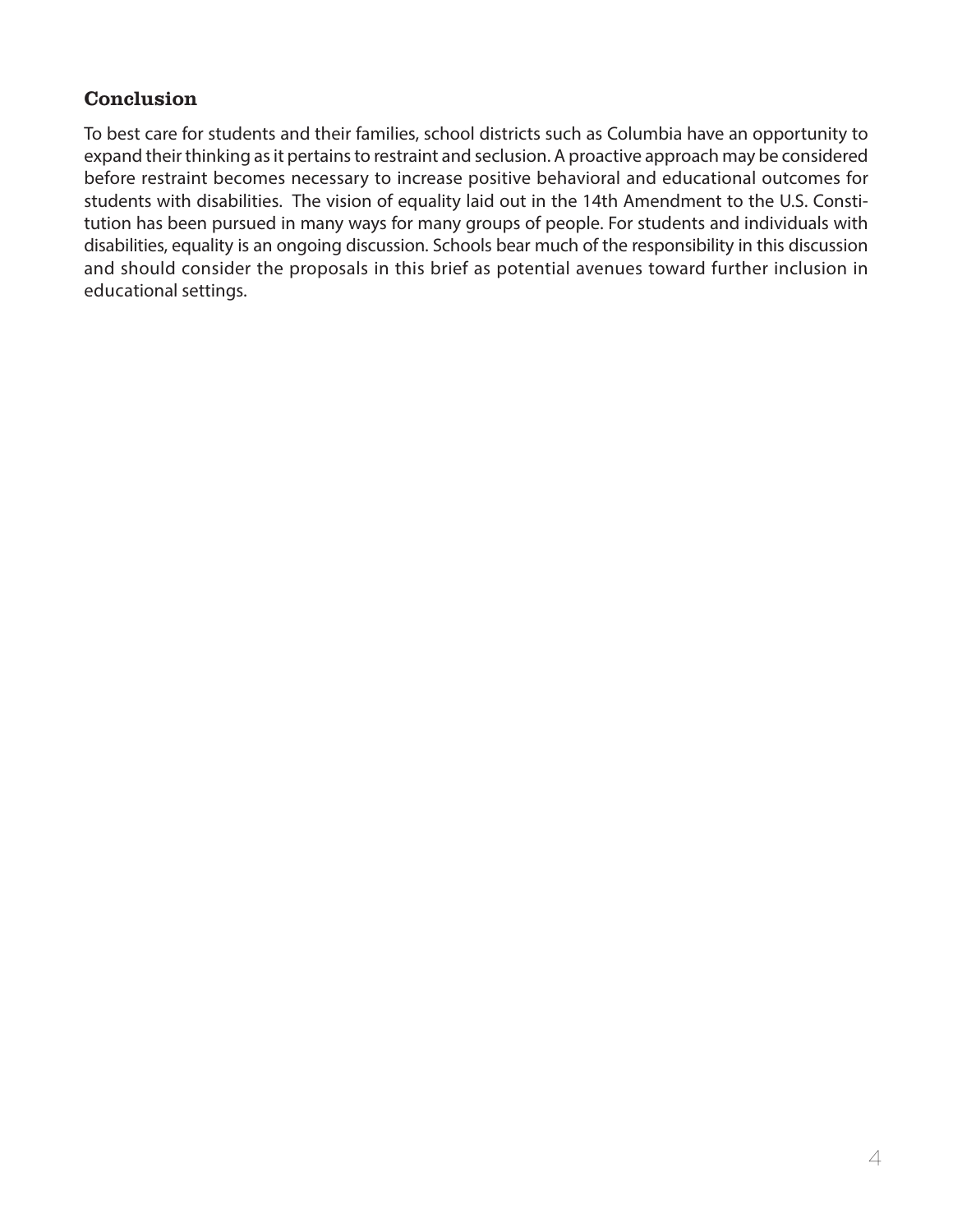## Conclusion

To best care for students and their families, school districts such as Columbia have an opportunity to expand their thinking as it pertains to restraint and seclusion. A proactive approach may be considered before restraint becomes necessary to increase positive behavioral and educational outcomes for students with disabilities. The vision of equality laid out in the 14th Amendment to the U.S. Constitution has been pursued in many ways for many groups of people. For students and individuals with disabilities, equality is an ongoing discussion. Schools bear much of the responsibility in this discussion and should consider the proposals in this brief as potential avenues toward further inclusion in educational settings.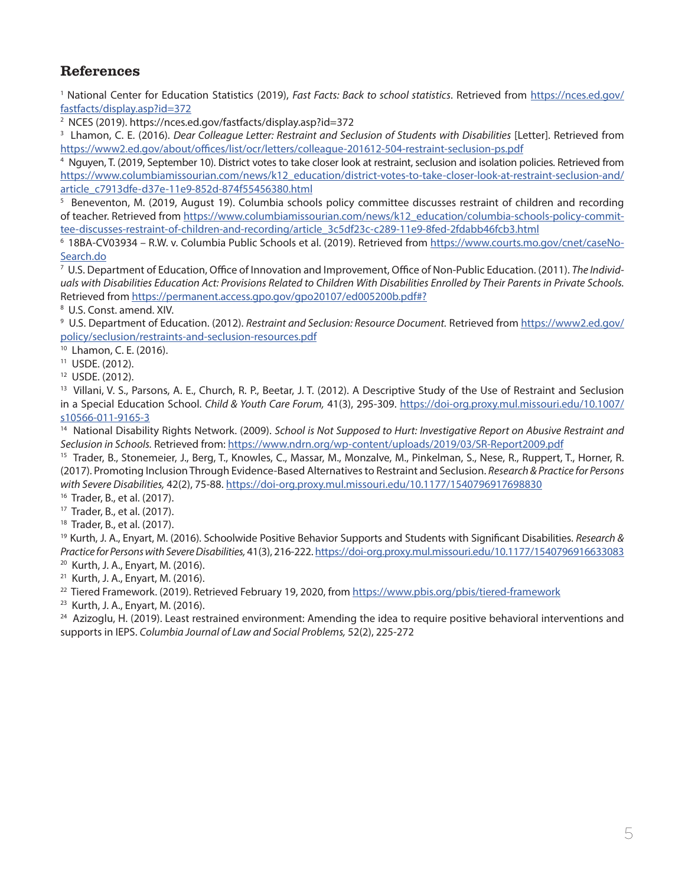## References

[1] National Center for Education Statistics (2019), *Fast Facts: Back to school statistics*. Retrieved from https://nces.ed.gov/fastfacts/display.asp?id=372

[2] NCES (2019). https://nces.ed.gov/fastfacts/display.asp?id=372

[3] Lhamon, C. E. (2016). *Dear Colleague Letter: Restraint and Seclusion of Students with Disabilities* [Letter]. Retrieved from https://www2.ed.gov/about/offices/list/ocr/letters/colleague-201612-504-restraint-seclusion-ps.pdf

[4] Nguyen, T. (2019, September 10). District votes to take closer look at restraint, seclusion and isolation policies. Retrieved from https://www.columbiamissourian.com/news/k12_education/district-votes-to-take-closer-look-at-restraint-seclusion-and/article_c7913dfe-d37e-11e9-852d-874f55456380.html

[5] Beneventon, M. (2019, August 19). Columbia schools policy committee discusses restraint of children and recording of teacher. Retrieved from https://www.columbiamissourian.com/news/k12_education/columbia-schools-policy-committee-discusses-restraint-of-children-and-recording/article_3c5df23c-c289-11e9-8fed-2fdabb46fcb3.html

[6] 18BA-CV03934 – R.W. v. Columbia Public Schools et al. (2019). Retrieved from https://www.courts.mo.gov/cnet/caseNoSearch.do

[7] U.S. Department of Education, Office of Innovation and Improvement, Office of Non-Public Education. (2011). *The Individuals with Disabilities Education Act: Provisions Related to Children With Disabilities Enrolled by Their Parents in Private Schools.* Retrieved from https://permanent.access.gpo.gov/gpo20107/ed005200b.pdf#?

[8] U.S. Const. amend. XIV.

[9] U.S. Department of Education. (2012). *Restraint and Seclusion: Resource Document.* Retrieved from https://www2.ed.gov/policy/seclusion/restraints-and-seclusion-resources.pdf

[10] Lhamon, C. E. (2016).

[11] USDE. (2012).

[12] USDE. (2012).

[13] Villani, V. S., Parsons, A. E., Church, R. P., Beetar, J. T. (2012). A Descriptive Study of the Use of Restraint and Seclusion in a Special Education School. *Child & Youth Care Forum,* 41(3), 295-309. https://doi-org.proxy.mul.missouri.edu/10.1007/s10566-011-9165-3

[14] National Disability Rights Network. (2009). *School is Not Supposed to Hurt: Investigative Report on Abusive Restraint and Seclusion in Schools.* Retrieved from: https://www.ndrn.org/wp-content/uploads/2019/03/SR-Report2009.pdf

[15] Trader, B., Stonemeier, J., Berg, T., Knowles, C., Massar, M., Monzalve, M., Pinkelman, S., Nese, R., Ruppert, T., Horner, R. (2017). Promoting Inclusion Through Evidence-Based Alternatives to Restraint and Seclusion. *Research & Practice for Persons with Severe Disabilities,* 42(2), 75-88. https://doi-org.proxy.mul.missouri.edu/10.1177/1540796917698830

[16] Trader, B., et al. (2017).

[17] Trader, B., et al. (2017).

[18] Trader, B., et al. (2017).

[19] Kurth, J. A., Enyart, M. (2016). Schoolwide Positive Behavior Supports and Students with Significant Disabilities. *Research & Practice for Persons with Severe Disabilities,* 41(3), 216-222. https://doi-org.proxy.mul.missouri.edu/10.1177/1540796916633083

[20] Kurth, J. A., Enyart, M. (2016).

[21] Kurth, J. A., Enyart, M. (2016).

[22] Tiered Framework. (2019). Retrieved February 19, 2020, from https://www.pbis.org/pbis/tiered-framework

[23] Kurth, J. A., Enyart, M. (2016).

[24] Azizoglu, H. (2019). Least restrained environment: Amending the idea to require positive behavioral interventions and supports in IEPS. *Columbia Journal of Law and Social Problems,* 52(2), 225-272